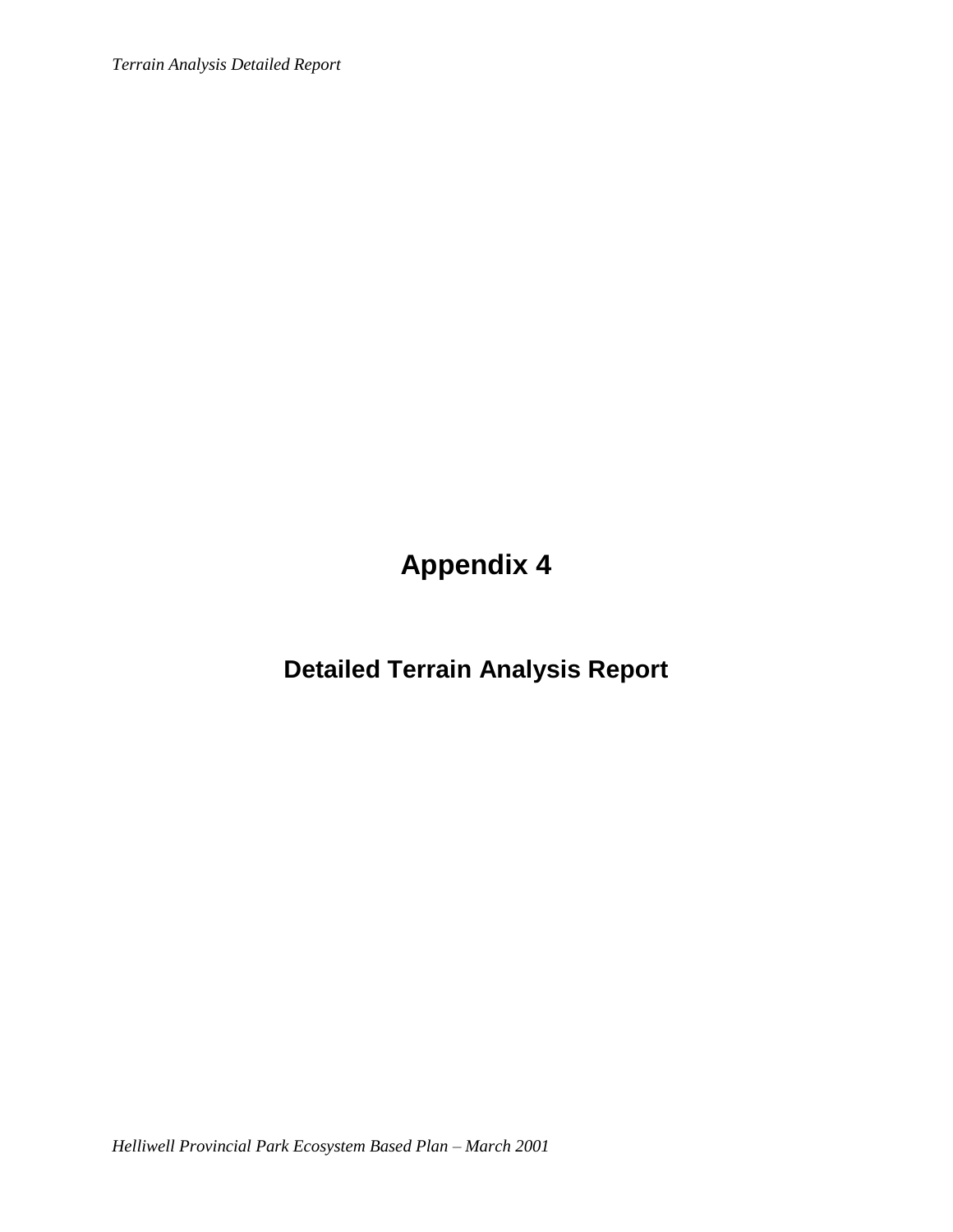# Appendix 4

## Detailed Terrain Analysis Report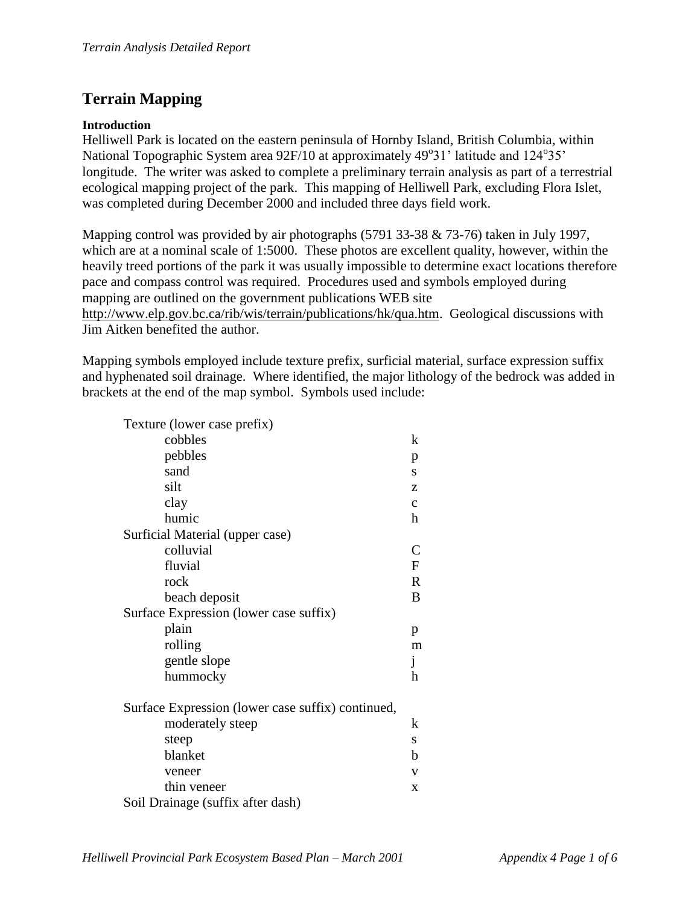# Terrain Mapping

**Introduction**

Helliwell Park is located on the eastern peninsula of Hornby Island, British Columbia, within National Topographic System area 92F/10 at approximately 49°31' latitude and 124°35' longitude. The writer was asked to complete a preliminary terrain analysis as part of a terrestrial ecological mapping project of the park. This mapping of Helliwell Park, excluding Flora Islet, was completed during December 2000 and included three days field work.

Mapping control was provided by air photographs (5791 33-38 & 73-76) taken in July 1997, which are at a nominal scale of 1:5000. These photos are excellent quality, however, within the heavily treed portions of the park it was usually impossible to determine exact locations therefore pace and compass control was required. Procedures used and symbols employed during mapping are outlined on the government publications WEB site http://www.elp.gov.bc.ca/rib/wis/terrain/publications/hk/qua.htm. Geological discussions with Jim Aitken benefited the author.

Mapping symbols employed include texture prefix, surficial material, surface expression suffix and hyphenated soil drainage. Where identified, the major lithology of the bedrock was added in brackets at the end of the map symbol. Symbols used include:

| | |
|---|---|
| **Texture (lower case prefix)** | |
| cobbles | k |
| pebbles | p |
| sand | s |
| silt | z |
| clay | c |
| humic | h |
| **Surficial Material (upper case)** | |
| colluvial | C |
| fluvial | F |
| rock | R |
| beach deposit | B |
| **Surface Expression (lower case suffix)** | |
| plain | p |
| rolling | m |
| gentle slope | j |
| hummocky | h |
| **Surface Expression (lower case suffix) continued,** | |
| moderately steep | k |
| steep | s |
| blanket | b |
| veneer | v |
| thin veneer | x |
| **Soil Drainage (suffix after dash)** | |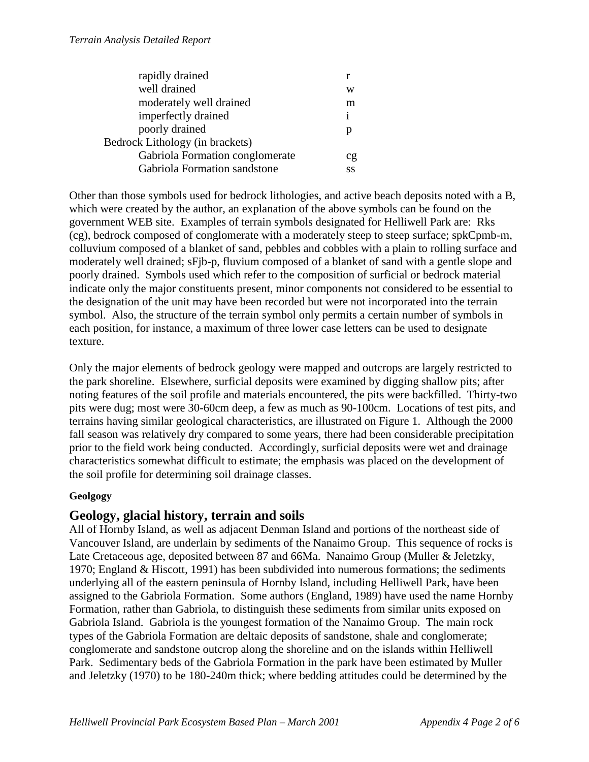| | |
|---|---|
| rapidly drained | r |
| well drained | w |
| moderately well drained | m |
| imperfectly drained | i |
| poorly drained | p |
| Bedrock Lithology (in brackets) | |
| Gabriola Formation conglomerate | cg |
| Gabriola Formation sandstone | ss |

Other than those symbols used for bedrock lithologies, and active beach deposits noted with a B, which were created by the author, an explanation of the above symbols can be found on the government WEB site. Examples of terrain symbols designated for Helliwell Park are: Rks (cg), bedrock composed of conglomerate with a moderately steep to steep surface; spkCpmb-m, colluvium composed of a blanket of sand, pebbles and cobbles with a plain to rolling surface and moderately well drained; sFjb-p, fluvium composed of a blanket of sand with a gentle slope and poorly drained. Symbols used which refer to the composition of surficial or bedrock material indicate only the major constituents present, minor components not considered to be essential to the designation of the unit may have been recorded but were not incorporated into the terrain symbol. Also, the structure of the terrain symbol only permits a certain number of symbols in each position, for instance, a maximum of three lower case letters can be used to designate texture.

Only the major elements of bedrock geology were mapped and outcrops are largely restricted to the park shoreline. Elsewhere, surficial deposits were examined by digging shallow pits; after noting features of the soil profile and materials encountered, the pits were backfilled. Thirty-two pits were dug; most were 30-60cm deep, a few as much as 90-100cm. Locations of test pits, and terrains having similar geological characteristics, are illustrated on Figure 1. Although the 2000 fall season was relatively dry compared to some years, there had been considerable precipitation prior to the field work being conducted. Accordingly, surficial deposits were wet and drainage characteristics somewhat difficult to estimate; the emphasis was placed on the development of the soil profile for determining soil drainage classes.

**Geolgogy**

## Geology, glacial history, terrain and soils

All of Hornby Island, as well as adjacent Denman Island and portions of the northeast side of Vancouver Island, are underlain by sediments of the Nanaimo Group. This sequence of rocks is Late Cretaceous age, deposited between 87 and 66Ma. Nanaimo Group (Muller & Jeletzky, 1970; England & Hiscott, 1991) has been subdivided into numerous formations; the sediments underlying all of the eastern peninsula of Hornby Island, including Helliwell Park, have been assigned to the Gabriola Formation. Some authors (England, 1989) have used the name Hornby Formation, rather than Gabriola, to distinguish these sediments from similar units exposed on Gabriola Island. Gabriola is the youngest formation of the Nanaimo Group. The main rock types of the Gabriola Formation are deltaic deposits of sandstone, shale and conglomerate; conglomerate and sandstone outcrop along the shoreline and on the islands within Helliwell Park. Sedimentary beds of the Gabriola Formation in the park have been estimated by Muller and Jeletzky (1970) to be 180-240m thick; where bedding attitudes could be determined by the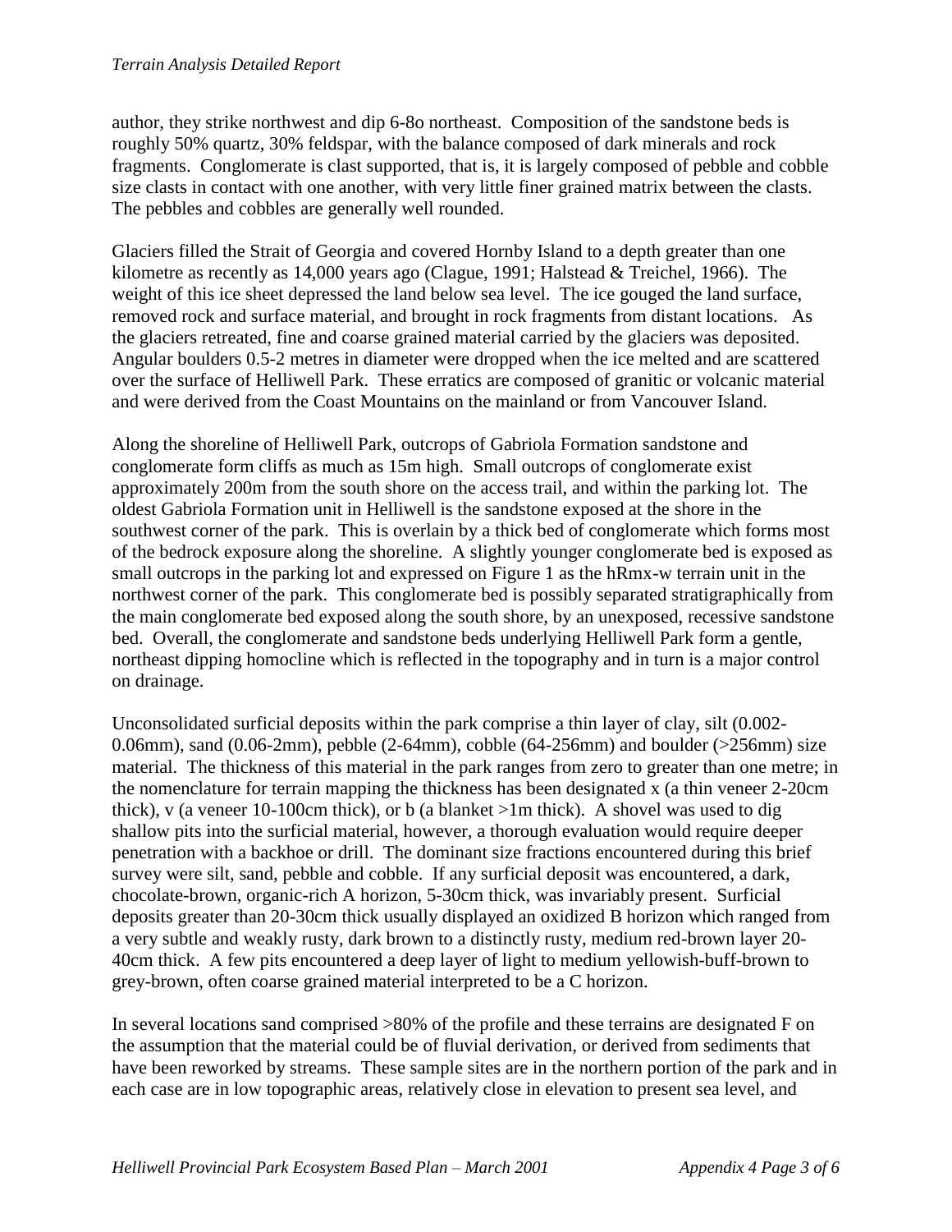author, they strike northwest and dip 6-8o northeast. Composition of the sandstone beds is roughly 50% quartz, 30% feldspar, with the balance composed of dark minerals and rock fragments. Conglomerate is clast supported, that is, it is largely composed of pebble and cobble size clasts in contact with one another, with very little finer grained matrix between the clasts. The pebbles and cobbles are generally well rounded.

Glaciers filled the Strait of Georgia and covered Hornby Island to a depth greater than one kilometre as recently as 14,000 years ago (Clague, 1991; Halstead & Treichel, 1966). The weight of this ice sheet depressed the land below sea level. The ice gouged the land surface, removed rock and surface material, and brought in rock fragments from distant locations. As the glaciers retreated, fine and coarse grained material carried by the glaciers was deposited. Angular boulders 0.5-2 metres in diameter were dropped when the ice melted and are scattered over the surface of Helliwell Park. These erratics are composed of granitic or volcanic material and were derived from the Coast Mountains on the mainland or from Vancouver Island.

Along the shoreline of Helliwell Park, outcrops of Gabriola Formation sandstone and conglomerate form cliffs as much as 15m high. Small outcrops of conglomerate exist approximately 200m from the south shore on the access trail, and within the parking lot. The oldest Gabriola Formation unit in Helliwell is the sandstone exposed at the shore in the southwest corner of the park. This is overlain by a thick bed of conglomerate which forms most of the bedrock exposure along the shoreline. A slightly younger conglomerate bed is exposed as small outcrops in the parking lot and expressed on Figure 1 as the hRmx-w terrain unit in the northwest corner of the park. This conglomerate bed is possibly separated stratigraphically from the main conglomerate bed exposed along the south shore, by an unexposed, recessive sandstone bed. Overall, the conglomerate and sandstone beds underlying Helliwell Park form a gentle, northeast dipping homocline which is reflected in the topography and in turn is a major control on drainage.

Unconsolidated surficial deposits within the park comprise a thin layer of clay, silt (0.002-0.06mm), sand (0.06-2mm), pebble (2-64mm), cobble (64-256mm) and boulder (>256mm) size material. The thickness of this material in the park ranges from zero to greater than one metre; in the nomenclature for terrain mapping the thickness has been designated x (a thin veneer 2-20cm thick), v (a veneer 10-100cm thick), or b (a blanket >1m thick). A shovel was used to dig shallow pits into the surficial material, however, a thorough evaluation would require deeper penetration with a backhoe or drill. The dominant size fractions encountered during this brief survey were silt, sand, pebble and cobble. If any surficial deposit was encountered, a dark, chocolate-brown, organic-rich A horizon, 5-30cm thick, was invariably present. Surficial deposits greater than 20-30cm thick usually displayed an oxidized B horizon which ranged from a very subtle and weakly rusty, dark brown to a distinctly rusty, medium red-brown layer 20-40cm thick. A few pits encountered a deep layer of light to medium yellowish-buff-brown to grey-brown, often coarse grained material interpreted to be a C horizon.

In several locations sand comprised >80% of the profile and these terrains are designated F on the assumption that the material could be of fluvial derivation, or derived from sediments that have been reworked by streams. These sample sites are in the northern portion of the park and in each case are in low topographic areas, relatively close in elevation to present sea level, and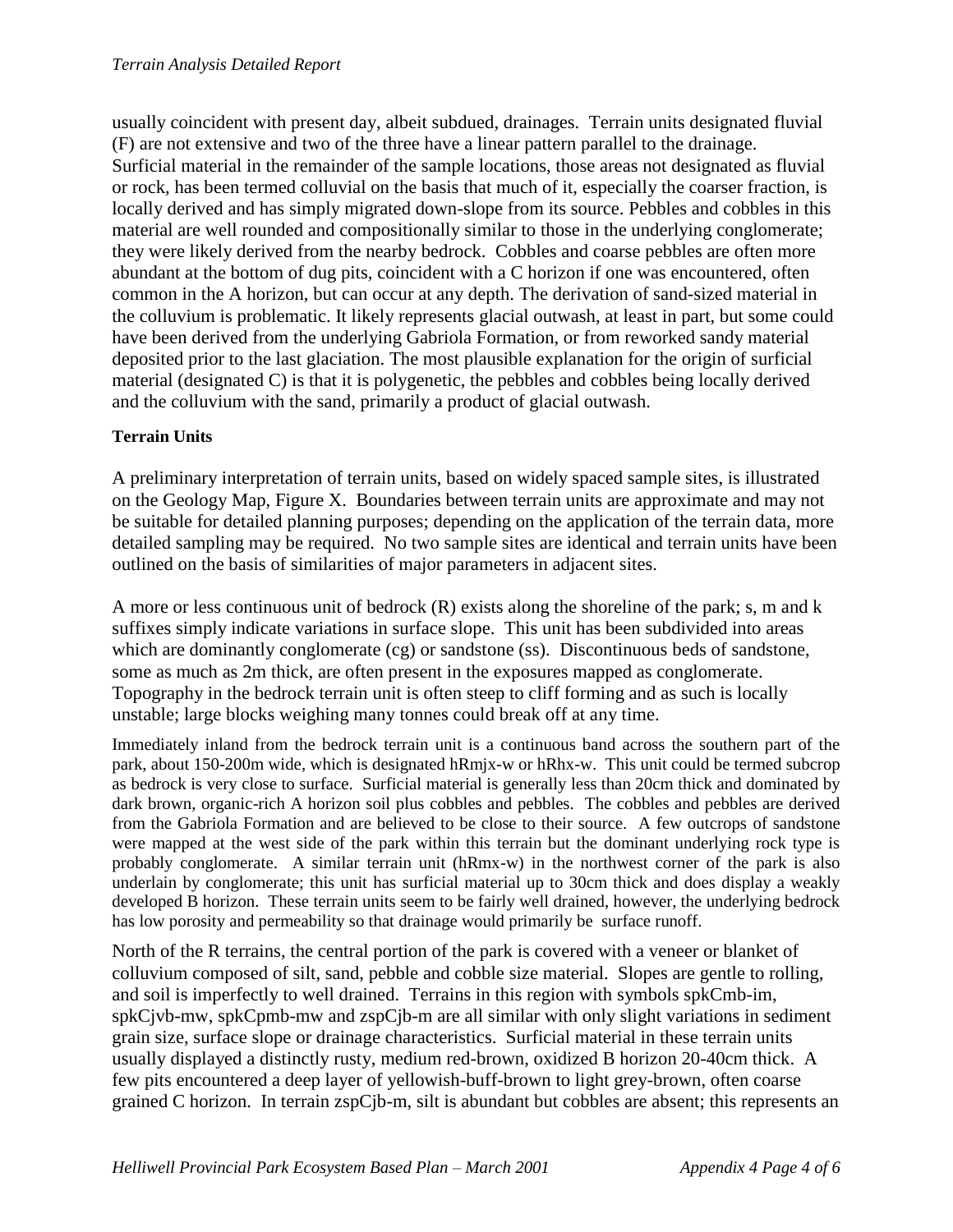usually coincident with present day, albeit subdued, drainages. Terrain units designated fluvial (F) are not extensive and two of the three have a linear pattern parallel to the drainage. Surficial material in the remainder of the sample locations, those areas not designated as fluvial or rock, has been termed colluvial on the basis that much of it, especially the coarser fraction, is locally derived and has simply migrated down-slope from its source. Pebbles and cobbles in this material are well rounded and compositionally similar to those in the underlying conglomerate; they were likely derived from the nearby bedrock. Cobbles and coarse pebbles are often more abundant at the bottom of dug pits, coincident with a C horizon if one was encountered, often common in the A horizon, but can occur at any depth. The derivation of sand-sized material in the colluvium is problematic. It likely represents glacial outwash, at least in part, but some could have been derived from the underlying Gabriola Formation, or from reworked sandy material deposited prior to the last glaciation. The most plausible explanation for the origin of surficial material (designated C) is that it is polygenetic, the pebbles and cobbles being locally derived and the colluvium with the sand, primarily a product of glacial outwash.

**Terrain Units**

A preliminary interpretation of terrain units, based on widely spaced sample sites, is illustrated on the Geology Map, Figure X. Boundaries between terrain units are approximate and may not be suitable for detailed planning purposes; depending on the application of the terrain data, more detailed sampling may be required. No two sample sites are identical and terrain units have been outlined on the basis of similarities of major parameters in adjacent sites.

A more or less continuous unit of bedrock (R) exists along the shoreline of the park; s, m and k suffixes simply indicate variations in surface slope. This unit has been subdivided into areas which are dominantly conglomerate (cg) or sandstone (ss). Discontinuous beds of sandstone, some as much as 2m thick, are often present in the exposures mapped as conglomerate. Topography in the bedrock terrain unit is often steep to cliff forming and as such is locally unstable; large blocks weighing many tonnes could break off at any time.

Immediately inland from the bedrock terrain unit is a continuous band across the southern part of the park, about 150-200m wide, which is designated hRmjx-w or hRhx-w. This unit could be termed subcrop as bedrock is very close to surface. Surficial material is generally less than 20cm thick and dominated by dark brown, organic-rich A horizon soil plus cobbles and pebbles. The cobbles and pebbles are derived from the Gabriola Formation and are believed to be close to their source. A few outcrops of sandstone were mapped at the west side of the park within this terrain but the dominant underlying rock type is probably conglomerate. A similar terrain unit (hRmx-w) in the northwest corner of the park is also underlain by conglomerate; this unit has surficial material up to 30cm thick and does display a weakly developed B horizon. These terrain units seem to be fairly well drained, however, the underlying bedrock has low porosity and permeability so that drainage would primarily be surface runoff.

North of the R terrains, the central portion of the park is covered with a veneer or blanket of colluvium composed of silt, sand, pebble and cobble size material. Slopes are gentle to rolling, and soil is imperfectly to well drained. Terrains in this region with symbols spkCmb-im, spkCjvb-mw, spkCpmb-mw and zspCjb-m are all similar with only slight variations in sediment grain size, surface slope or drainage characteristics. Surficial material in these terrain units usually displayed a distinctly rusty, medium red-brown, oxidized B horizon 20-40cm thick. A few pits encountered a deep layer of yellowish-buff-brown to light grey-brown, often coarse grained C horizon. In terrain zspCjb-m, silt is abundant but cobbles are absent; this represents an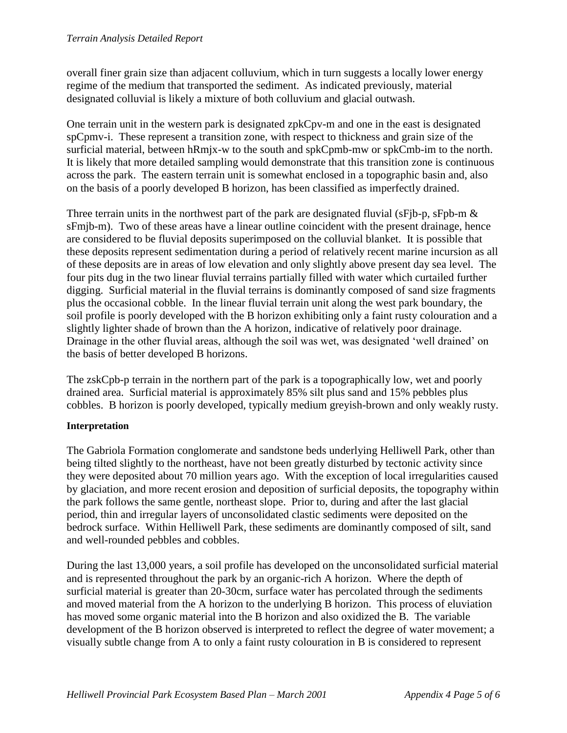overall finer grain size than adjacent colluvium, which in turn suggests a locally lower energy regime of the medium that transported the sediment. As indicated previously, material designated colluvial is likely a mixture of both colluvium and glacial outwash.

One terrain unit in the western park is designated zpkCpv-m and one in the east is designated spCpmv-i. These represent a transition zone, with respect to thickness and grain size of the surficial material, between hRmjx-w to the south and spkCpmb-mw or spkCmb-im to the north. It is likely that more detailed sampling would demonstrate that this transition zone is continuous across the park. The eastern terrain unit is somewhat enclosed in a topographic basin and, also on the basis of a poorly developed B horizon, has been classified as imperfectly drained.

Three terrain units in the northwest part of the park are designated fluvial (sFjb-p, sFpb-m & sFmjb-m). Two of these areas have a linear outline coincident with the present drainage, hence are considered to be fluvial deposits superimposed on the colluvial blanket. It is possible that these deposits represent sedimentation during a period of relatively recent marine incursion as all of these deposits are in areas of low elevation and only slightly above present day sea level. The four pits dug in the two linear fluvial terrains partially filled with water which curtailed further digging. Surficial material in the fluvial terrains is dominantly composed of sand size fragments plus the occasional cobble. In the linear fluvial terrain unit along the west park boundary, the soil profile is poorly developed with the B horizon exhibiting only a faint rusty colouration and a slightly lighter shade of brown than the A horizon, indicative of relatively poor drainage. Drainage in the other fluvial areas, although the soil was wet, was designated 'well drained' on the basis of better developed B horizons.

The zskCpb-p terrain in the northern part of the park is a topographically low, wet and poorly drained area. Surficial material is approximately 85% silt plus sand and 15% pebbles plus cobbles. B horizon is poorly developed, typically medium greyish-brown and only weakly rusty.

**Interpretation**

The Gabriola Formation conglomerate and sandstone beds underlying Helliwell Park, other than being tilted slightly to the northeast, have not been greatly disturbed by tectonic activity since they were deposited about 70 million years ago. With the exception of local irregularities caused by glaciation, and more recent erosion and deposition of surficial deposits, the topography within the park follows the same gentle, northeast slope. Prior to, during and after the last glacial period, thin and irregular layers of unconsolidated clastic sediments were deposited on the bedrock surface. Within Helliwell Park, these sediments are dominantly composed of silt, sand and well-rounded pebbles and cobbles.

During the last 13,000 years, a soil profile has developed on the unconsolidated surficial material and is represented throughout the park by an organic-rich A horizon. Where the depth of surficial material is greater than 20-30cm, surface water has percolated through the sediments and moved material from the A horizon to the underlying B horizon. This process of eluviation has moved some organic material into the B horizon and also oxidized the B. The variable development of the B horizon observed is interpreted to reflect the degree of water movement; a visually subtle change from A to only a faint rusty colouration in B is considered to represent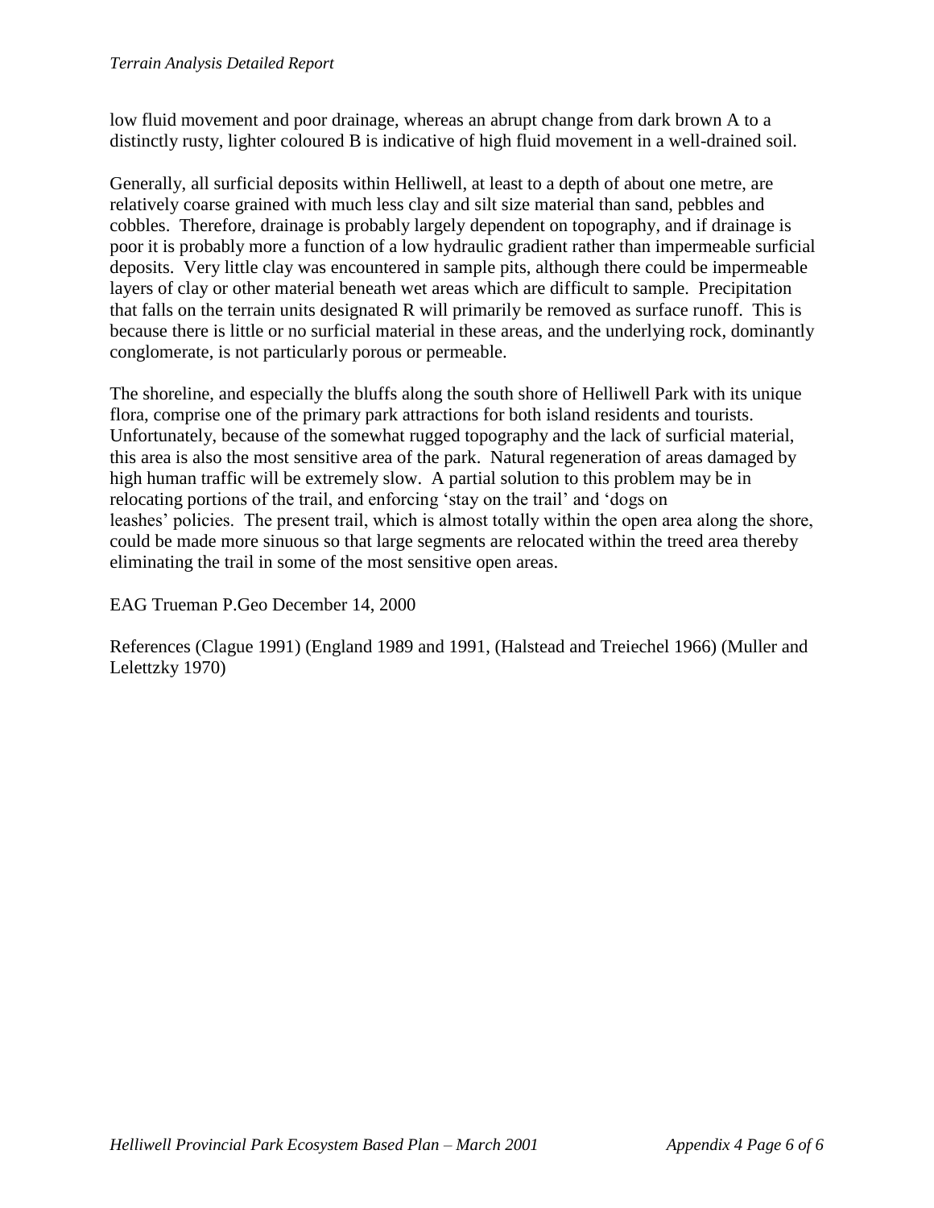low fluid movement and poor drainage, whereas an abrupt change from dark brown A to a distinctly rusty, lighter coloured B is indicative of high fluid movement in a well-drained soil.

Generally, all surficial deposits within Helliwell, at least to a depth of about one metre, are relatively coarse grained with much less clay and silt size material than sand, pebbles and cobbles. Therefore, drainage is probably largely dependent on topography, and if drainage is poor it is probably more a function of a low hydraulic gradient rather than impermeable surficial deposits. Very little clay was encountered in sample pits, although there could be impermeable layers of clay or other material beneath wet areas which are difficult to sample. Precipitation that falls on the terrain units designated R will primarily be removed as surface runoff. This is because there is little or no surficial material in these areas, and the underlying rock, dominantly conglomerate, is not particularly porous or permeable.

The shoreline, and especially the bluffs along the south shore of Helliwell Park with its unique flora, comprise one of the primary park attractions for both island residents and tourists. Unfortunately, because of the somewhat rugged topography and the lack of surficial material, this area is also the most sensitive area of the park. Natural regeneration of areas damaged by high human traffic will be extremely slow. A partial solution to this problem may be in relocating portions of the trail, and enforcing 'stay on the trail' and 'dogs on leashes' policies. The present trail, which is almost totally within the open area along the shore, could be made more sinuous so that large segments are relocated within the treed area thereby eliminating the trail in some of the most sensitive open areas.

EAG Trueman P.Geo December 14, 2000

References (Clague 1991) (England 1989 and 1991, (Halstead and Treiechel 1966) (Muller and Lelettzky 1970)